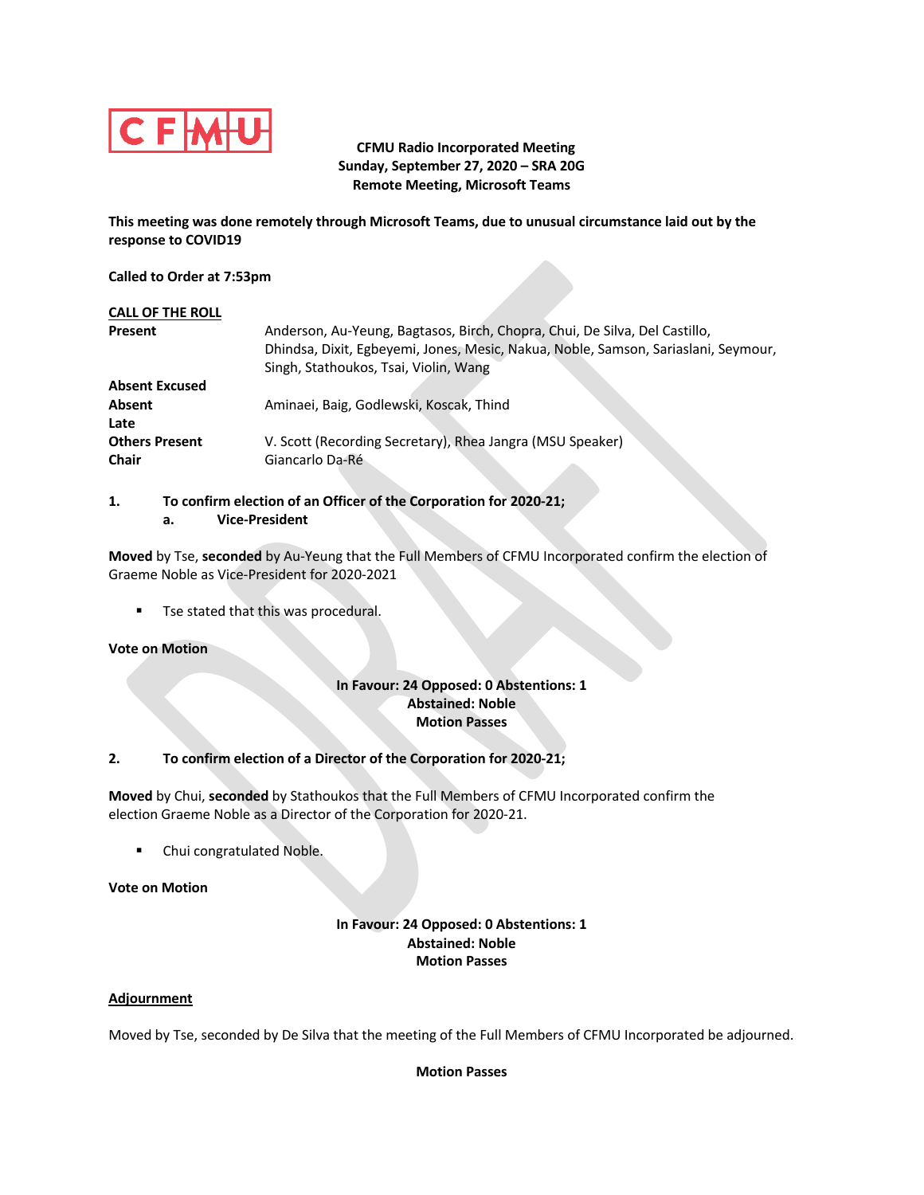**CFMU Radio Incorporated Meeting**
**Sunday, September 27, 2020 – SRA 20G**
**Remote Meeting, Microsoft Teams**

**This meeting was done remotely through Microsoft Teams, due to unusual circumstance laid out by the response to COVID19**

**Called to Order at 7:53pm**

**CALL OF THE ROLL**

| | |
|---|---|
| **Present** | Anderson, Au-Yeung, Bagtasos, Birch, Chopra, Chui, De Silva, Del Castillo, Dhindsa, Dixit, Egbeyemi, Jones, Mesic, Nakua, Noble, Samson, Sariaslani, Seymour, Singh, Stathoukos, Tsai, Violin, Wang |
| **Absent Excused** | |
| **Absent** | Aminaei, Baig, Godlewski, Koscak, Thind |
| **Late** | |
| **Others Present** | V. Scott (Recording Secretary), Rhea Jangra (MSU Speaker) |
| **Chair** | Giancarlo Da-Ré |

**1. To confirm election of an Officer of the Corporation for 2020-21;**
**a. Vice-President**

**Moved** by Tse, **seconded** by Au-Yeung that the Full Members of CFMU Incorporated confirm the election of Graeme Noble as Vice-President for 2020-2021

- Tse stated that this was procedural.

**Vote on Motion**

**In Favour: 24 Opposed: 0 Abstentions: 1**
**Abstained: Noble**
**Motion Passes**

**2. To confirm election of a Director of the Corporation for 2020-21;**

**Moved** by Chui, **seconded** by Stathoukos that the Full Members of CFMU Incorporated confirm the election Graeme Noble as a Director of the Corporation for 2020-21.

- Chui congratulated Noble.

**Vote on Motion**

**In Favour: 24 Opposed: 0 Abstentions: 1**
**Abstained: Noble**
**Motion Passes**

**Adjournment**

Moved by Tse, seconded by De Silva that the meeting of the Full Members of CFMU Incorporated be adjourned.

**Motion Passes**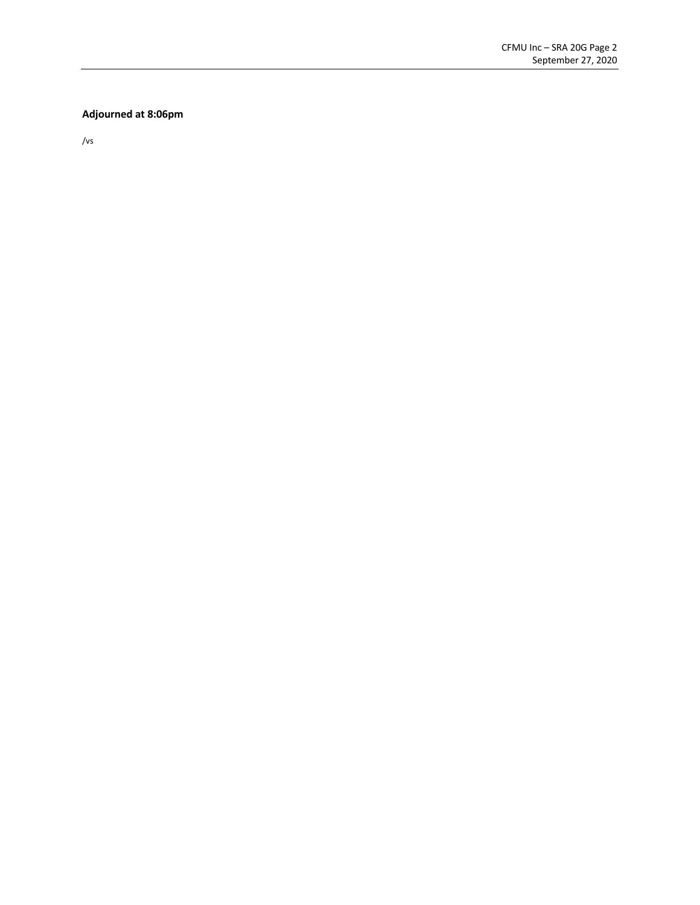**Adjourned at 8:06pm**

/vs